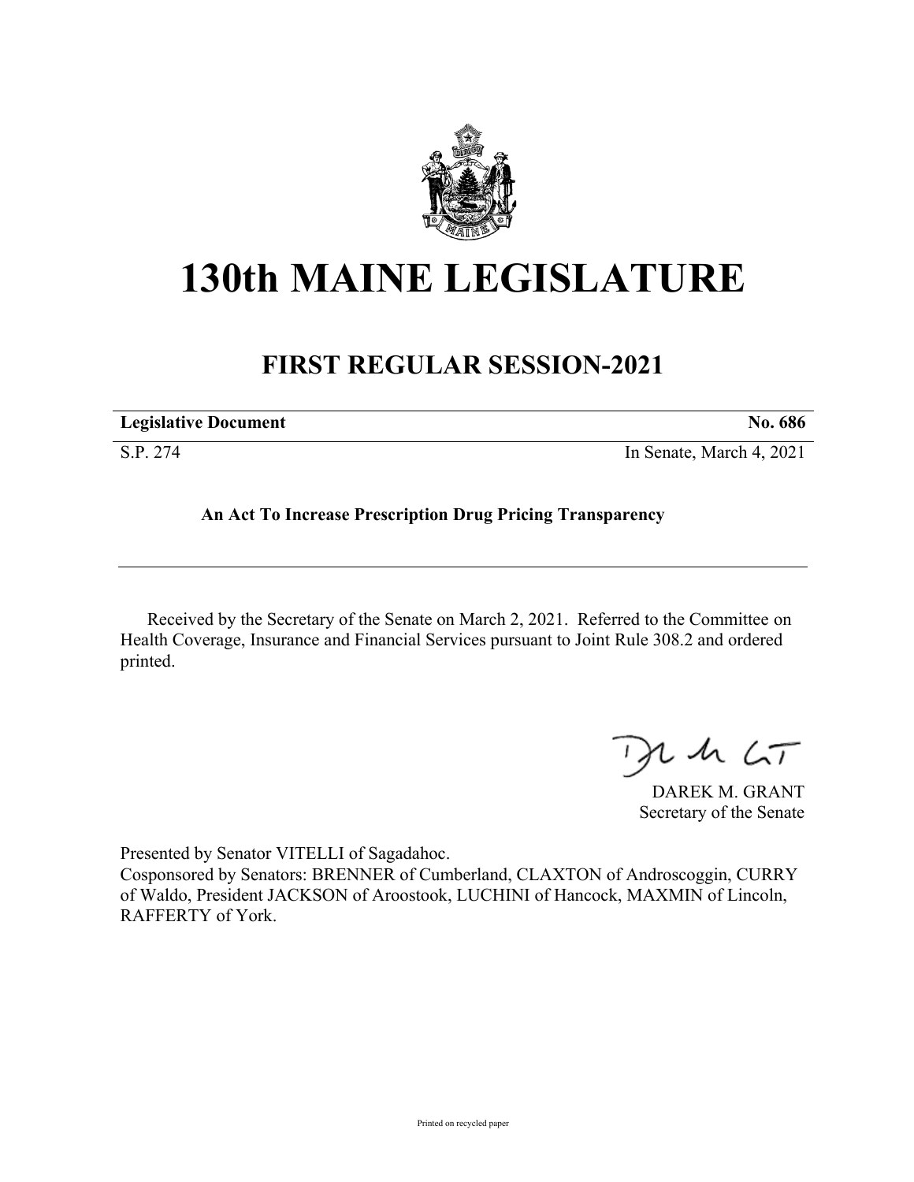# 130th MAINE LEGISLATURE

## FIRST REGULAR SESSION-2021

**Legislative Document** **No. 686**

S.P. 274 In Senate, March 4, 2021

**An Act To Increase Prescription Drug Pricing Transparency**

Received by the Secretary of the Senate on March 2, 2021. Referred to the Committee on Health Coverage, Insurance and Financial Services pursuant to Joint Rule 308.2 and ordered printed.

DAREK M. GRANT
Secretary of the Senate

Presented by Senator VITELLI of Sagadahoc.
Cosponsored by Senators: BRENNER of Cumberland, CLAXTON of Androscoggin, CURRY of Waldo, President JACKSON of Aroostook, LUCHINI of Hancock, MAXMIN of Lincoln, RAFFERTY of York.

Printed on recycled paper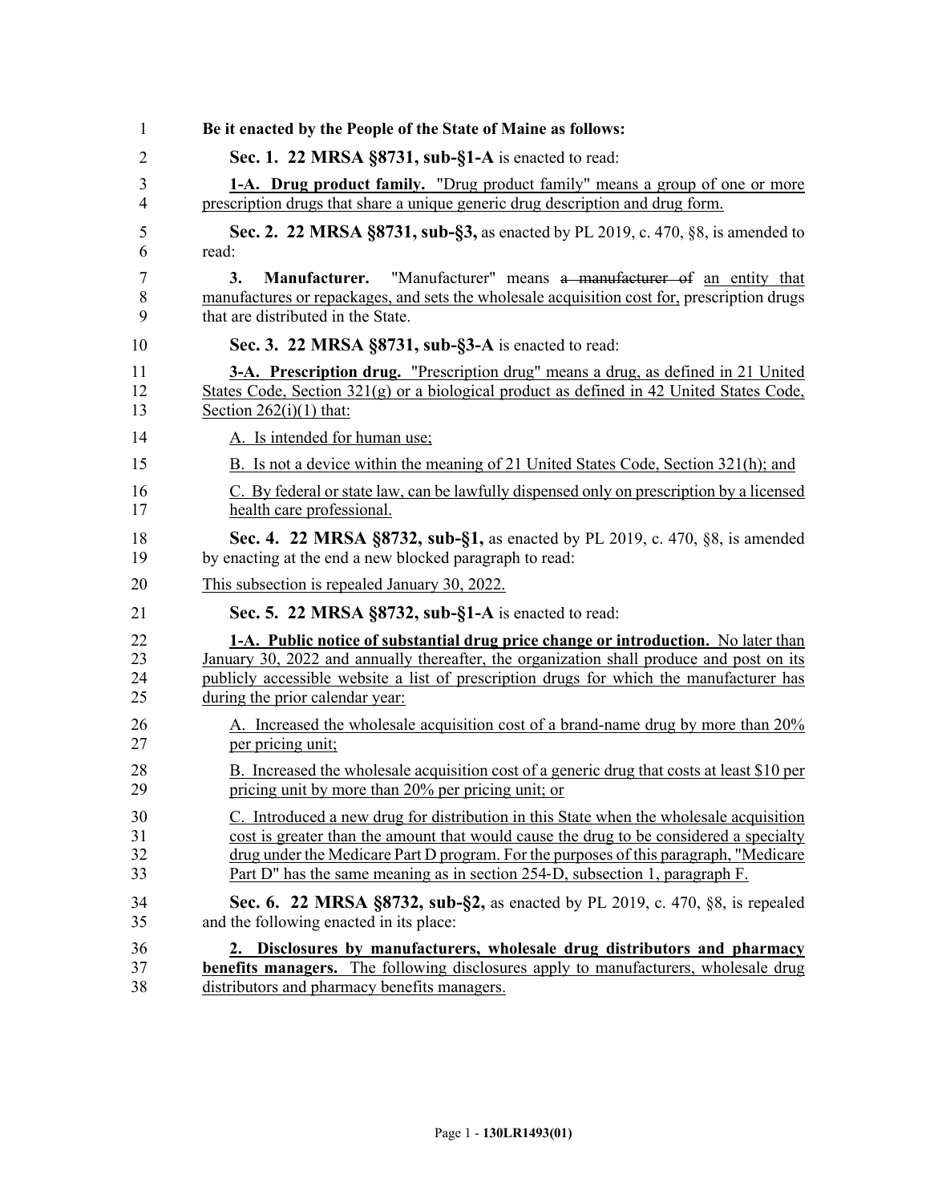**Be it enacted by the People of the State of Maine as follows:**

**Sec. 1. 22 MRSA §8731, sub-§1-A** is enacted to read:

**1-A. Drug product family.** "Drug product family" means a group of one or more prescription drugs that share a unique generic drug description and drug form.

**Sec. 2. 22 MRSA §8731, sub-§3,** as enacted by PL 2019, c. 470, §8, is amended to read:

**3. Manufacturer.** "Manufacturer" means ~~a manufacturer of~~ an entity that manufactures or repackages, and sets the wholesale acquisition cost for, prescription drugs that are distributed in the State.

**Sec. 3. 22 MRSA §8731, sub-§3-A** is enacted to read:

**3-A. Prescription drug.** "Prescription drug" means a drug, as defined in 21 United States Code, Section 321(g) or a biological product as defined in 42 United States Code, Section 262(i)(1) that:

A. Is intended for human use;

B. Is not a device within the meaning of 21 United States Code, Section 321(h); and

C. By federal or state law, can be lawfully dispensed only on prescription by a licensed health care professional.

**Sec. 4. 22 MRSA §8732, sub-§1,** as enacted by PL 2019, c. 470, §8, is amended by enacting at the end a new blocked paragraph to read:

This subsection is repealed January 30, 2022.

**Sec. 5. 22 MRSA §8732, sub-§1-A** is enacted to read:

**1-A. Public notice of substantial drug price change or introduction.** No later than January 30, 2022 and annually thereafter, the organization shall produce and post on its publicly accessible website a list of prescription drugs for which the manufacturer has during the prior calendar year:

A. Increased the wholesale acquisition cost of a brand-name drug by more than 20% per pricing unit;

B. Increased the wholesale acquisition cost of a generic drug that costs at least $10 per pricing unit by more than 20% per pricing unit; or

C. Introduced a new drug for distribution in this State when the wholesale acquisition cost is greater than the amount that would cause the drug to be considered a specialty drug under the Medicare Part D program. For the purposes of this paragraph, "Medicare Part D" has the same meaning as in section 254-D, subsection 1, paragraph F.

**Sec. 6. 22 MRSA §8732, sub-§2,** as enacted by PL 2019, c. 470, §8, is repealed and the following enacted in its place:

**2. Disclosures by manufacturers, wholesale drug distributors and pharmacy benefits managers.** The following disclosures apply to manufacturers, wholesale drug distributors and pharmacy benefits managers.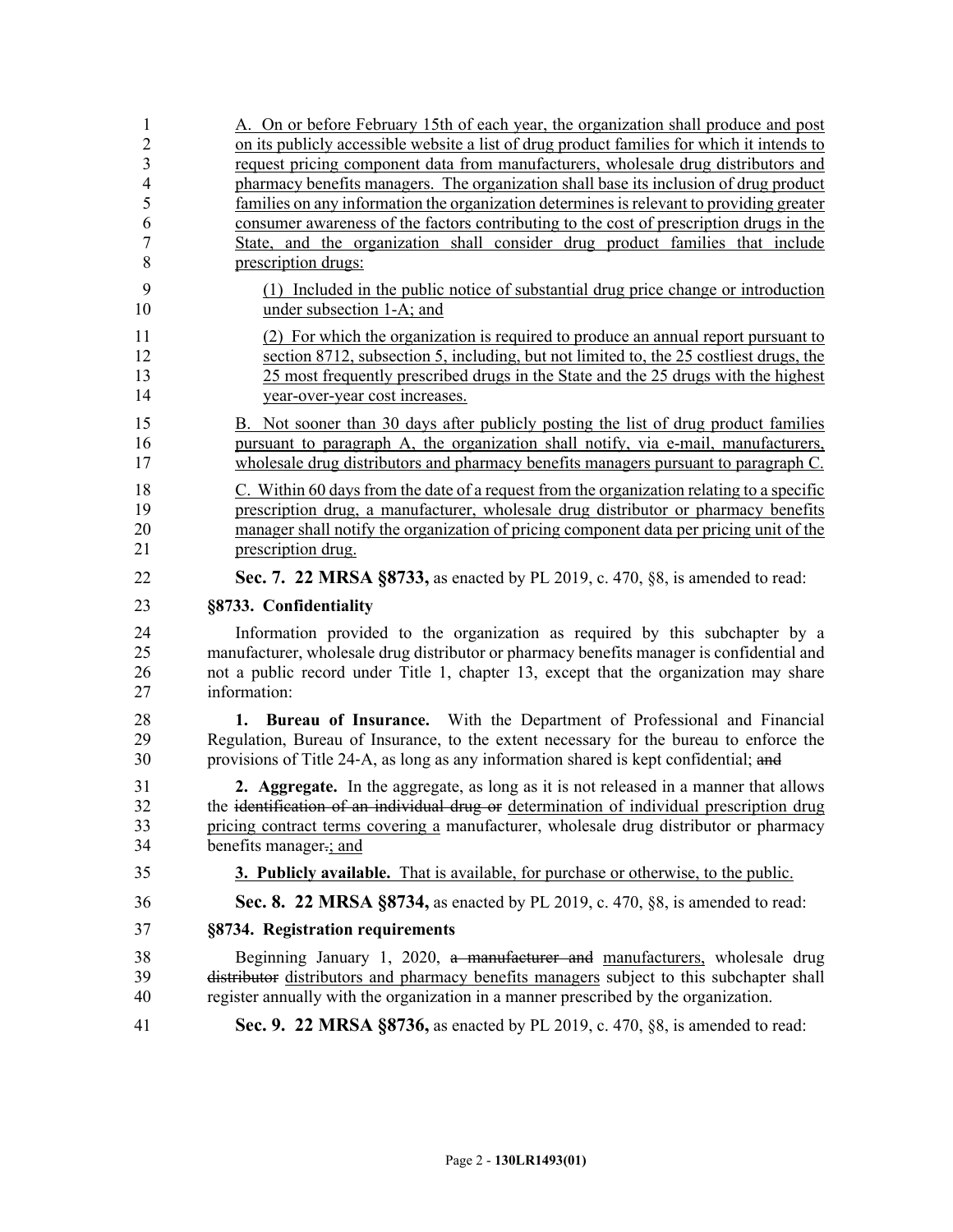A. On or before February 15th of each year, the organization shall produce and post on its publicly accessible website a list of drug product families for which it intends to request pricing component data from manufacturers, wholesale drug distributors and pharmacy benefits managers. The organization shall base its inclusion of drug product families on any information the organization determines is relevant to providing greater consumer awareness of the factors contributing to the cost of prescription drugs in the State, and the organization shall consider drug product families that include prescription drugs:

(1) Included in the public notice of substantial drug price change or introduction under subsection 1-A; and

(2) For which the organization is required to produce an annual report pursuant to section 8712, subsection 5, including, but not limited to, the 25 costliest drugs, the 25 most frequently prescribed drugs in the State and the 25 drugs with the highest year-over-year cost increases.

B. Not sooner than 30 days after publicly posting the list of drug product families pursuant to paragraph A, the organization shall notify, via e-mail, manufacturers, wholesale drug distributors and pharmacy benefits managers pursuant to paragraph C.

C. Within 60 days from the date of a request from the organization relating to a specific prescription drug, a manufacturer, wholesale drug distributor or pharmacy benefits manager shall notify the organization of pricing component data per pricing unit of the prescription drug.

**Sec. 7. 22 MRSA §8733,** as enacted by PL 2019, c. 470, §8, is amended to read:

**§8733. Confidentiality**

Information provided to the organization as required by this subchapter by a manufacturer, wholesale drug distributor or pharmacy benefits manager is confidential and not a public record under Title 1, chapter 13, except that the organization may share information:

**1. Bureau of Insurance.** With the Department of Professional and Financial Regulation, Bureau of Insurance, to the extent necessary for the bureau to enforce the provisions of Title 24-A, as long as any information shared is kept confidential; ~~and~~

**2. Aggregate.** In the aggregate, as long as it is not released in a manner that allows the ~~identification of an individual drug or~~ determination of individual prescription drug pricing contract terms covering a manufacturer, wholesale drug distributor or pharmacy benefits manager~~.~~; and

**3. Publicly available.** That is available, for purchase or otherwise, to the public.

**Sec. 8. 22 MRSA §8734,** as enacted by PL 2019, c. 470, §8, is amended to read:

**§8734. Registration requirements**

Beginning January 1, 2020, ~~a manufacturer and~~ manufacturers, wholesale drug ~~distributor~~ distributors and pharmacy benefits managers subject to this subchapter shall register annually with the organization in a manner prescribed by the organization.

**Sec. 9. 22 MRSA §8736,** as enacted by PL 2019, c. 470, §8, is amended to read: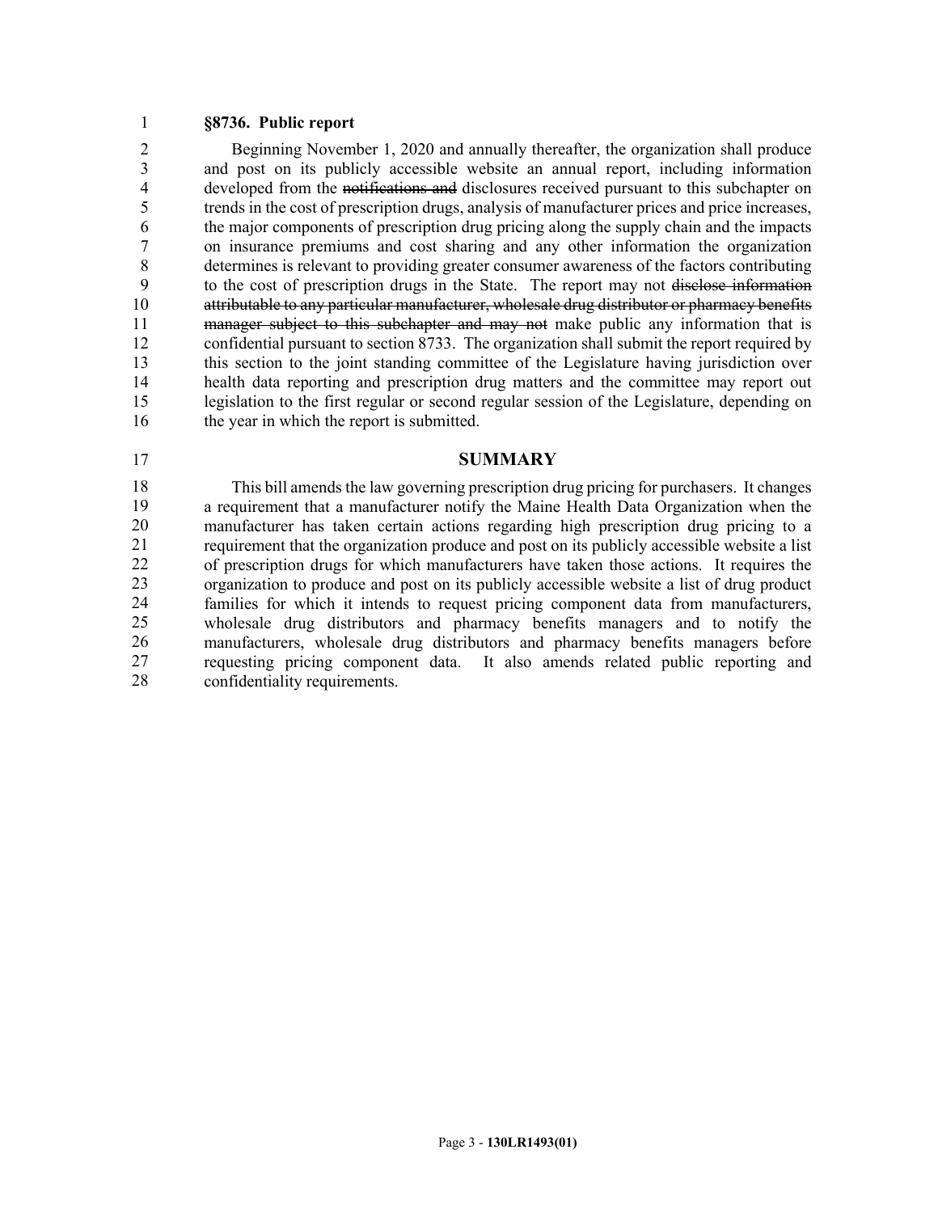**§8736. Public report**

Beginning November 1, 2020 and annually thereafter, the organization shall produce and post on its publicly accessible website an annual report, including information developed from the ~~notifications and~~ disclosures received pursuant to this subchapter on trends in the cost of prescription drugs, analysis of manufacturer prices and price increases, the major components of prescription drug pricing along the supply chain and the impacts on insurance premiums and cost sharing and any other information the organization determines is relevant to providing greater consumer awareness of the factors contributing to the cost of prescription drugs in the State. The report may not ~~disclose information attributable to any particular manufacturer, wholesale drug distributor or pharmacy benefits manager subject to this subchapter and may not~~ make public any information that is confidential pursuant to section 8733. The organization shall submit the report required by this section to the joint standing committee of the Legislature having jurisdiction over health data reporting and prescription drug matters and the committee may report out legislation to the first regular or second regular session of the Legislature, depending on the year in which the report is submitted.

## SUMMARY

This bill amends the law governing prescription drug pricing for purchasers. It changes a requirement that a manufacturer notify the Maine Health Data Organization when the manufacturer has taken certain actions regarding high prescription drug pricing to a requirement that the organization produce and post on its publicly accessible website a list of prescription drugs for which manufacturers have taken those actions. It requires the organization to produce and post on its publicly accessible website a list of drug product families for which it intends to request pricing component data from manufacturers, wholesale drug distributors and pharmacy benefits managers and to notify the manufacturers, wholesale drug distributors and pharmacy benefits managers before requesting pricing component data. It also amends related public reporting and confidentiality requirements.